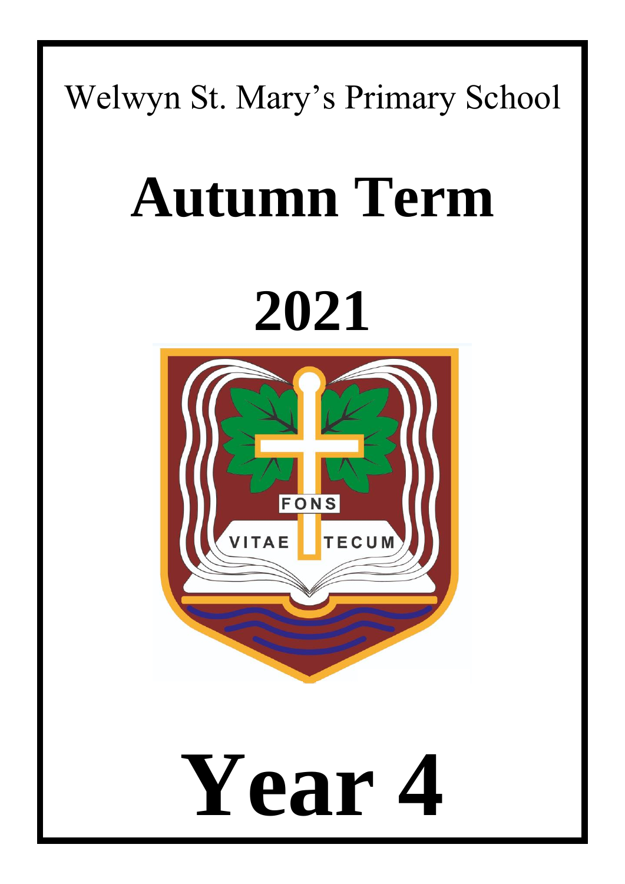Welwyn St. Mary's Primary School

# Autumn Term

# 2021

# Year 4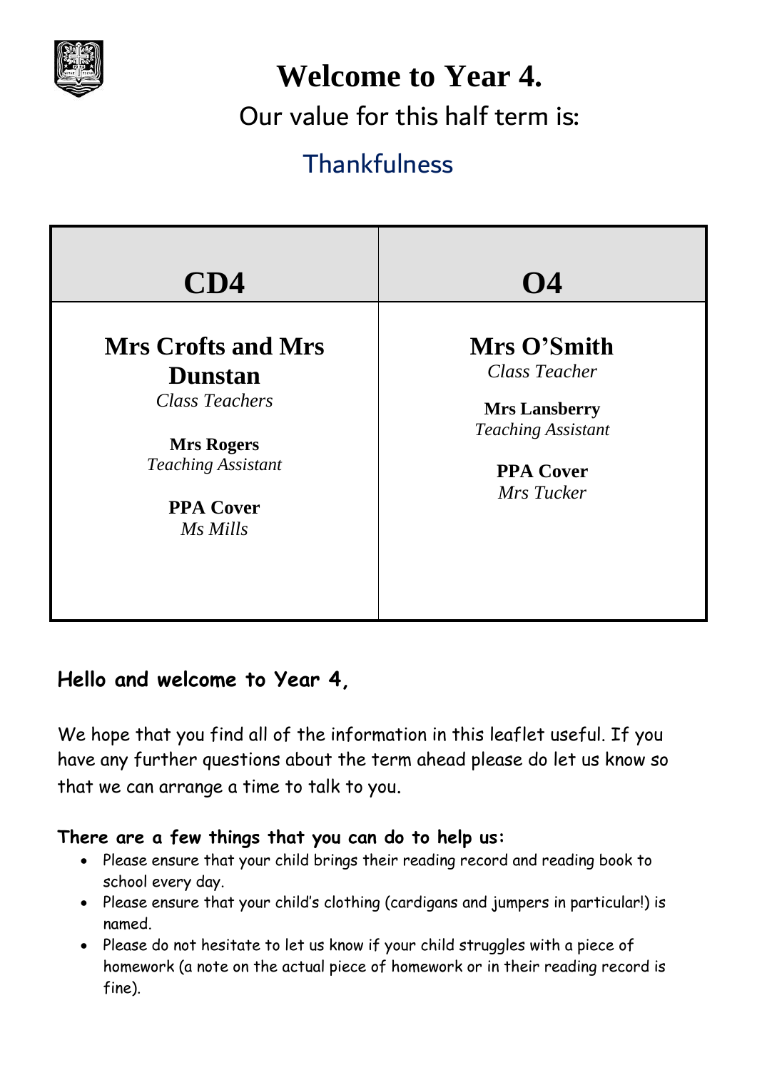# Welcome to Year 4.

Our value for this half term is:

Thankfulness

| CD4 | O4 |
|---|---|
| **Mrs Crofts and Mrs Dunstan**<br>*Class Teachers*<br><br>**Mrs Rogers**<br>*Teaching Assistant*<br><br>**PPA Cover**<br>*Ms Mills* | **Mrs O'Smith**<br>*Class Teacher*<br><br>**Mrs Lansberry**<br>*Teaching Assistant*<br><br>**PPA Cover**<br>*Mrs Tucker* |

**Hello and welcome to Year 4,**

We hope that you find all of the information in this leaflet useful. If you have any further questions about the term ahead please do let us know so that we can arrange a time to talk to you.

**There are a few things that you can do to help us:**

- Please ensure that your child brings their reading record and reading book to school every day.
- Please ensure that your child's clothing (cardigans and jumpers in particular!) is named.
- Please do not hesitate to let us know if your child struggles with a piece of homework (a note on the actual piece of homework or in their reading record is fine).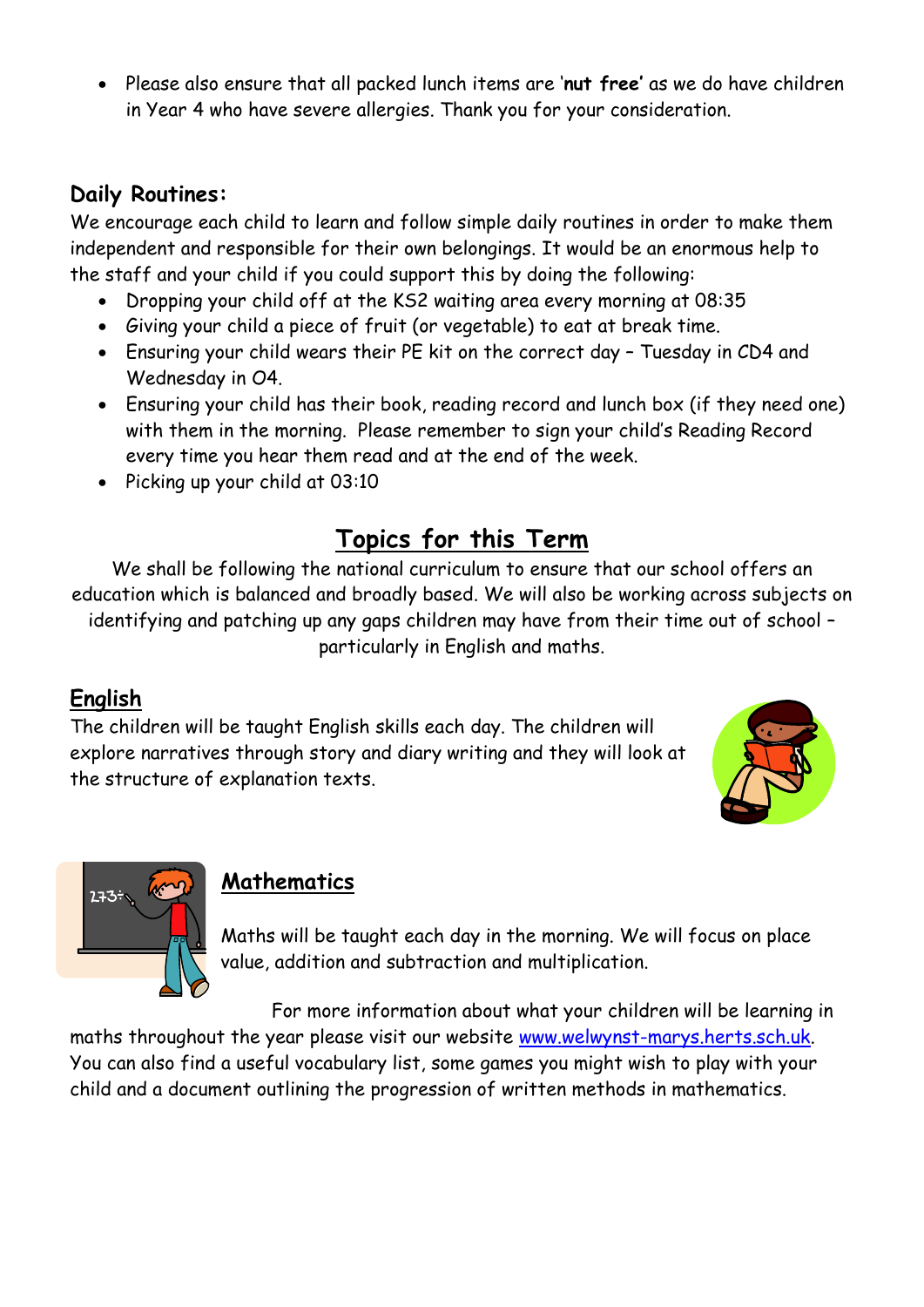- Please also ensure that all packed lunch items are '**nut free**' as we do have children in Year 4 who have severe allergies. Thank you for your consideration.

### Daily Routines:

We encourage each child to learn and follow simple daily routines in order to make them independent and responsible for their own belongings. It would be an enormous help to the staff and your child if you could support this by doing the following:

- Dropping your child off at the KS2 waiting area every morning at 08:35
- Giving your child a piece of fruit (or vegetable) to eat at break time.
- Ensuring your child wears their PE kit on the correct day – Tuesday in CD4 and Wednesday in O4.
- Ensuring your child has their book, reading record and lunch box (if they need one) with them in the morning. Please remember to sign your child's Reading Record every time you hear them read and at the end of the week.
- Picking up your child at 03:10

## Topics for this Term

We shall be following the national curriculum to ensure that our school offers an education which is balanced and broadly based. We will also be working across subjects on identifying and patching up any gaps children may have from their time out of school – particularly in English and maths.

### English

The children will be taught English skills each day. The children will explore narratives through story and diary writing and they will look at the structure of explanation texts.

### Mathematics

Maths will be taught each day in the morning. We will focus on place value, addition and subtraction and multiplication.

For more information about what your children will be learning in maths throughout the year please visit our website www.welwynst-marys.herts.sch.uk. You can also find a useful vocabulary list, some games you might wish to play with your child and a document outlining the progression of written methods in mathematics.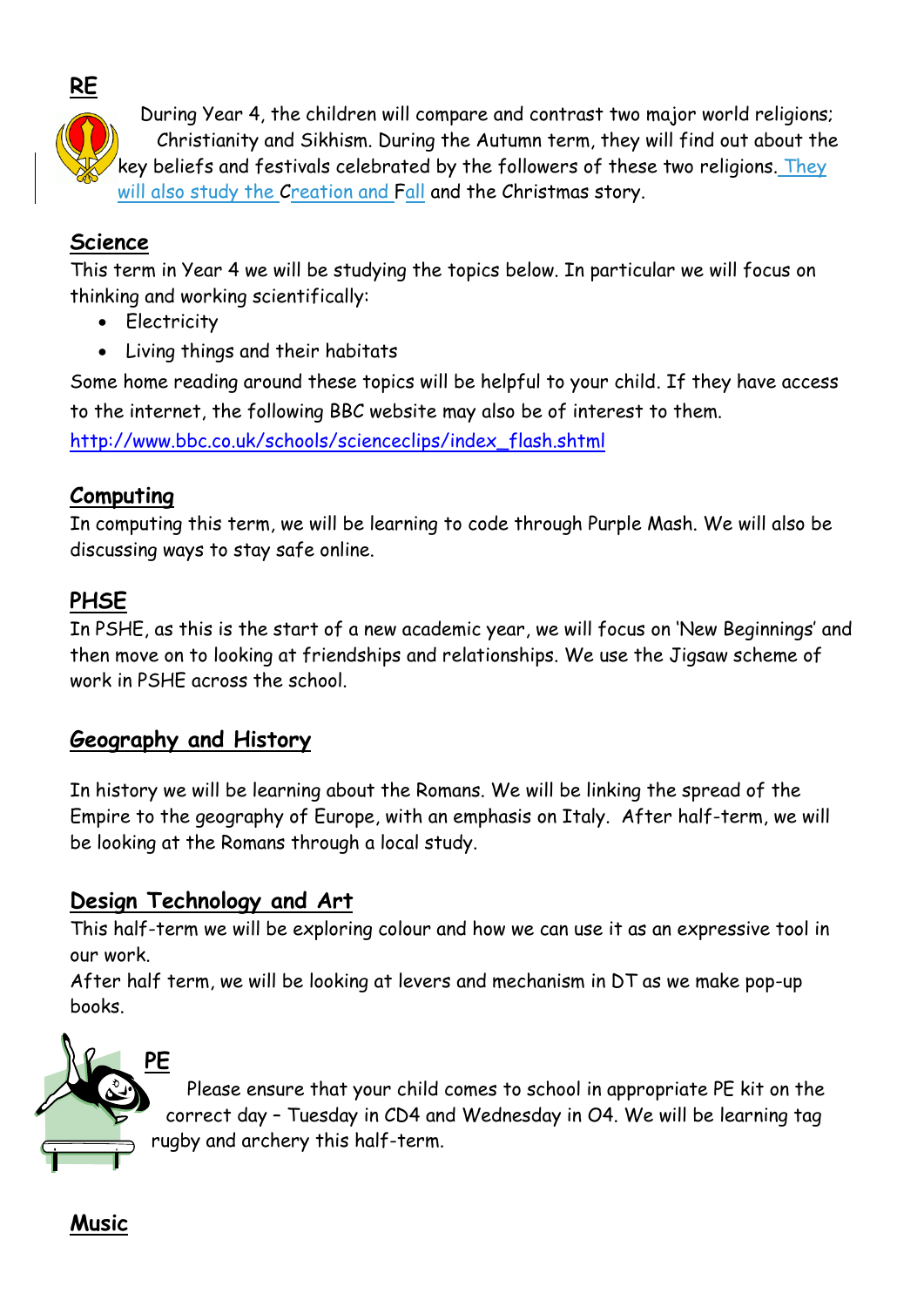## RE

During Year 4, the children will compare and contrast two major world religions; Christianity and Sikhism. During the Autumn term, they will find out about the key beliefs and festivals celebrated by the followers of these two religions. They will also study the Creation and Fall and the Christmas story.

## Science

This term in Year 4 we will be studying the topics below. In particular we will focus on thinking and working scientifically:

- Electricity
- Living things and their habitats

Some home reading around these topics will be helpful to your child. If they have access to the internet, the following BBC website may also be of interest to them.

http://www.bbc.co.uk/schools/scienceclips/index_flash.shtml

## Computing

In computing this term, we will be learning to code through Purple Mash. We will also be discussing ways to stay safe online.

## PHSE

In PSHE, as this is the start of a new academic year, we will focus on 'New Beginnings' and then move on to looking at friendships and relationships. We use the Jigsaw scheme of work in PSHE across the school.

## Geography and History

In history we will be learning about the Romans. We will be linking the spread of the Empire to the geography of Europe, with an emphasis on Italy. After half-term, we will be looking at the Romans through a local study.

## Design Technology and Art

This half-term we will be exploring colour and how we can use it as an expressive tool in our work.

After half term, we will be looking at levers and mechanism in DT as we make pop-up books.

## PE

Please ensure that your child comes to school in appropriate PE kit on the correct day – Tuesday in CD4 and Wednesday in O4. We will be learning tag rugby and archery this half-term.

## Music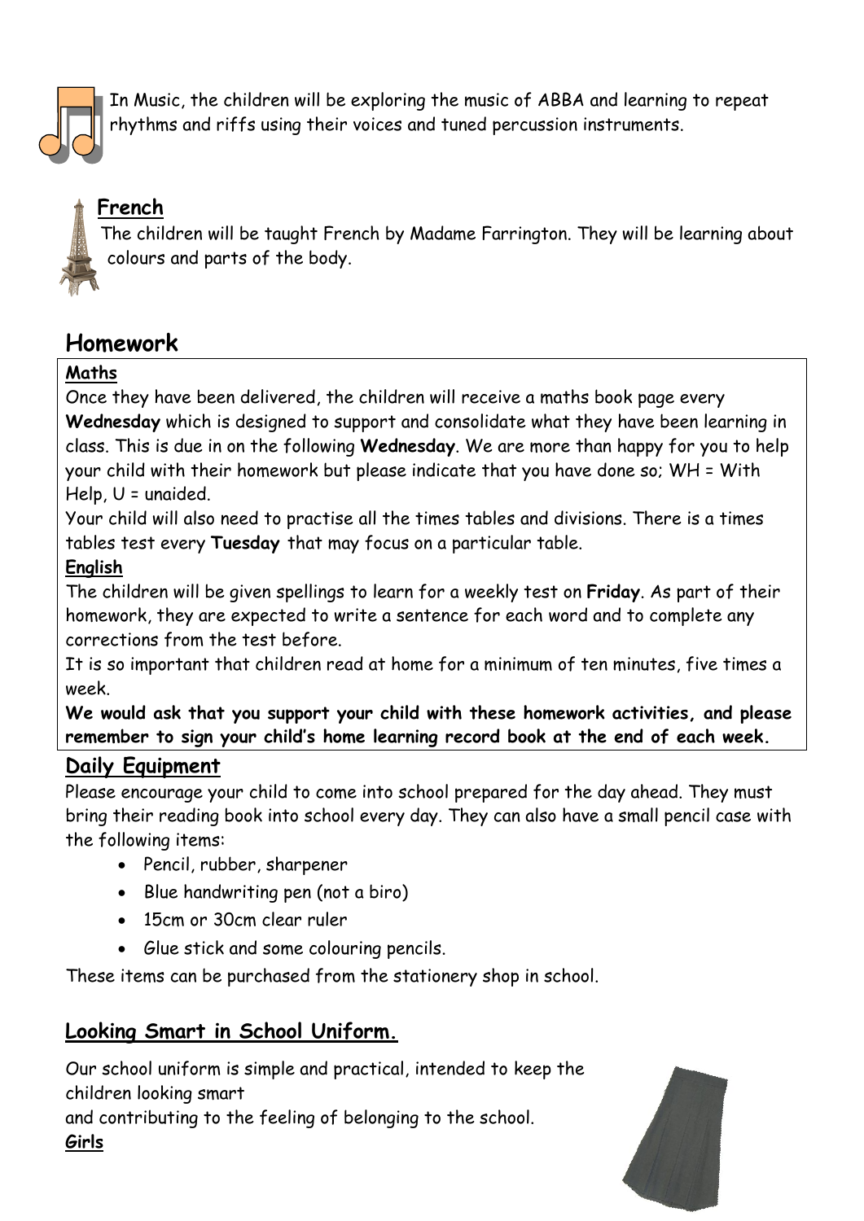In Music, the children will be exploring the music of ABBA and learning to repeat rhythms and riffs using their voices and tuned percussion instruments.

## French

The children will be taught French by Madame Farrington. They will be learning about colours and parts of the body.

## Homework

### Maths

Once they have been delivered, the children will receive a maths book page every **Wednesday** which is designed to support and consolidate what they have been learning in class. This is due in on the following **Wednesday**. We are more than happy for you to help your child with their homework but please indicate that you have done so; WH = With Help, U = unaided.

Your child will also need to practise all the times tables and divisions. There is a times tables test every **Tuesday** that may focus on a particular table.

### English

The children will be given spellings to learn for a weekly test on **Friday**. As part of their homework, they are expected to write a sentence for each word and to complete any corrections from the test before.

It is so important that children read at home for a minimum of ten minutes, five times a week.

**We would ask that you support your child with these homework activities, and please remember to sign your child's home learning record book at the end of each week.**

## Daily Equipment

Please encourage your child to come into school prepared for the day ahead. They must bring their reading book into school every day. They can also have a small pencil case with the following items:

- Pencil, rubber, sharpener
- Blue handwriting pen (not a biro)
- 15cm or 30cm clear ruler
- Glue stick and some colouring pencils.

These items can be purchased from the stationery shop in school.

## Looking Smart in School Uniform.

Our school uniform is simple and practical, intended to keep the children looking smart
and contributing to the feeling of belonging to the school.

### Girls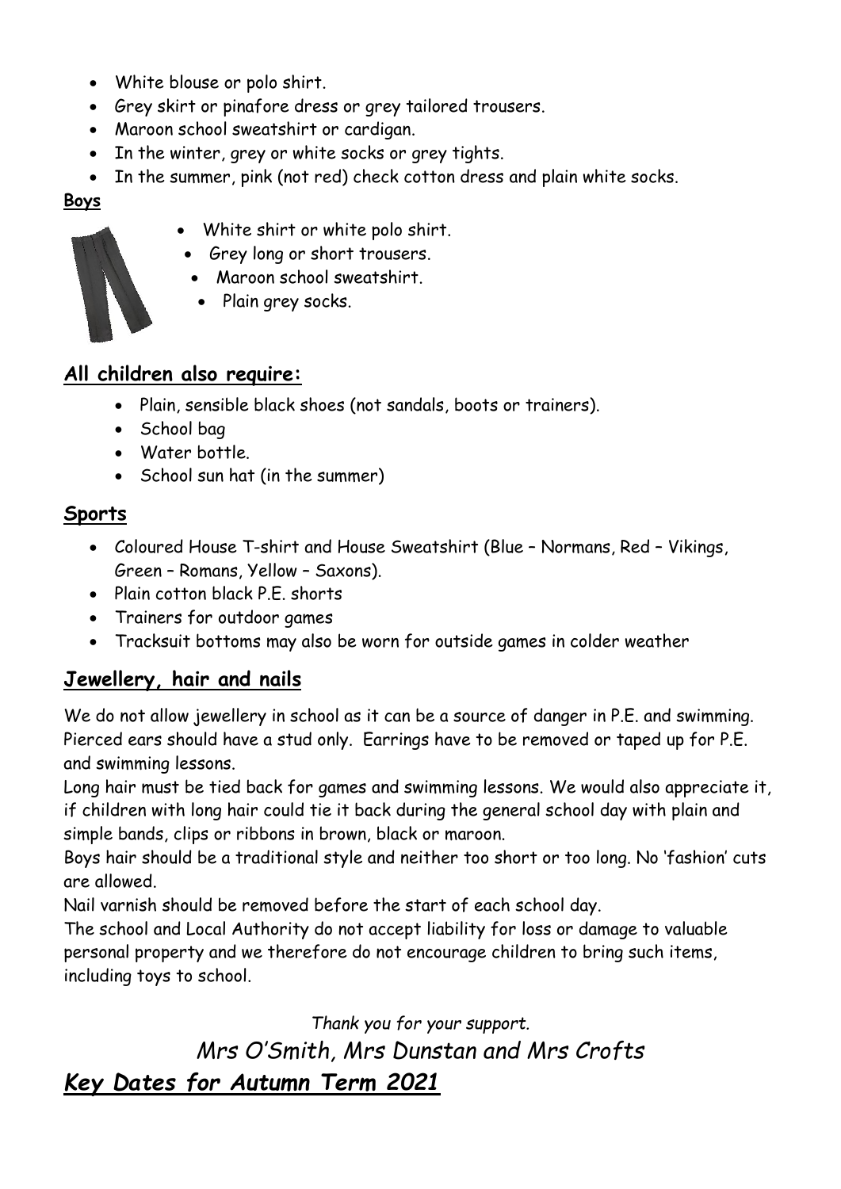- White blouse or polo shirt.
- Grey skirt or pinafore dress or grey tailored trousers.
- Maroon school sweatshirt or cardigan.
- In the winter, grey or white socks or grey tights.
- In the summer, pink (not red) check cotton dress and plain white socks.

**Boys**

- White shirt or white polo shirt.
- Grey long or short trousers.
- Maroon school sweatshirt.
- Plain grey socks.

## All children also require:

- Plain, sensible black shoes (not sandals, boots or trainers).
- School bag
- Water bottle.
- School sun hat (in the summer)

## Sports

- Coloured House T-shirt and House Sweatshirt (Blue – Normans, Red – Vikings, Green – Romans, Yellow – Saxons).
- Plain cotton black P.E. shorts
- Trainers for outdoor games
- Tracksuit bottoms may also be worn for outside games in colder weather

## Jewellery, hair and nails

We do not allow jewellery in school as it can be a source of danger in P.E. and swimming. Pierced ears should have a stud only. Earrings have to be removed or taped up for P.E. and swimming lessons.

Long hair must be tied back for games and swimming lessons. We would also appreciate it, if children with long hair could tie it back during the general school day with plain and simple bands, clips or ribbons in brown, black or maroon.

Boys hair should be a traditional style and neither too short or too long. No 'fashion' cuts are allowed.

Nail varnish should be removed before the start of each school day.

The school and Local Authority do not accept liability for loss or damage to valuable personal property and we therefore do not encourage children to bring such items, including toys to school.

*Thank you for your support.*

*Mrs O'Smith, Mrs Dunstan and Mrs Crofts*

## *Key Dates for Autumn Term 2021*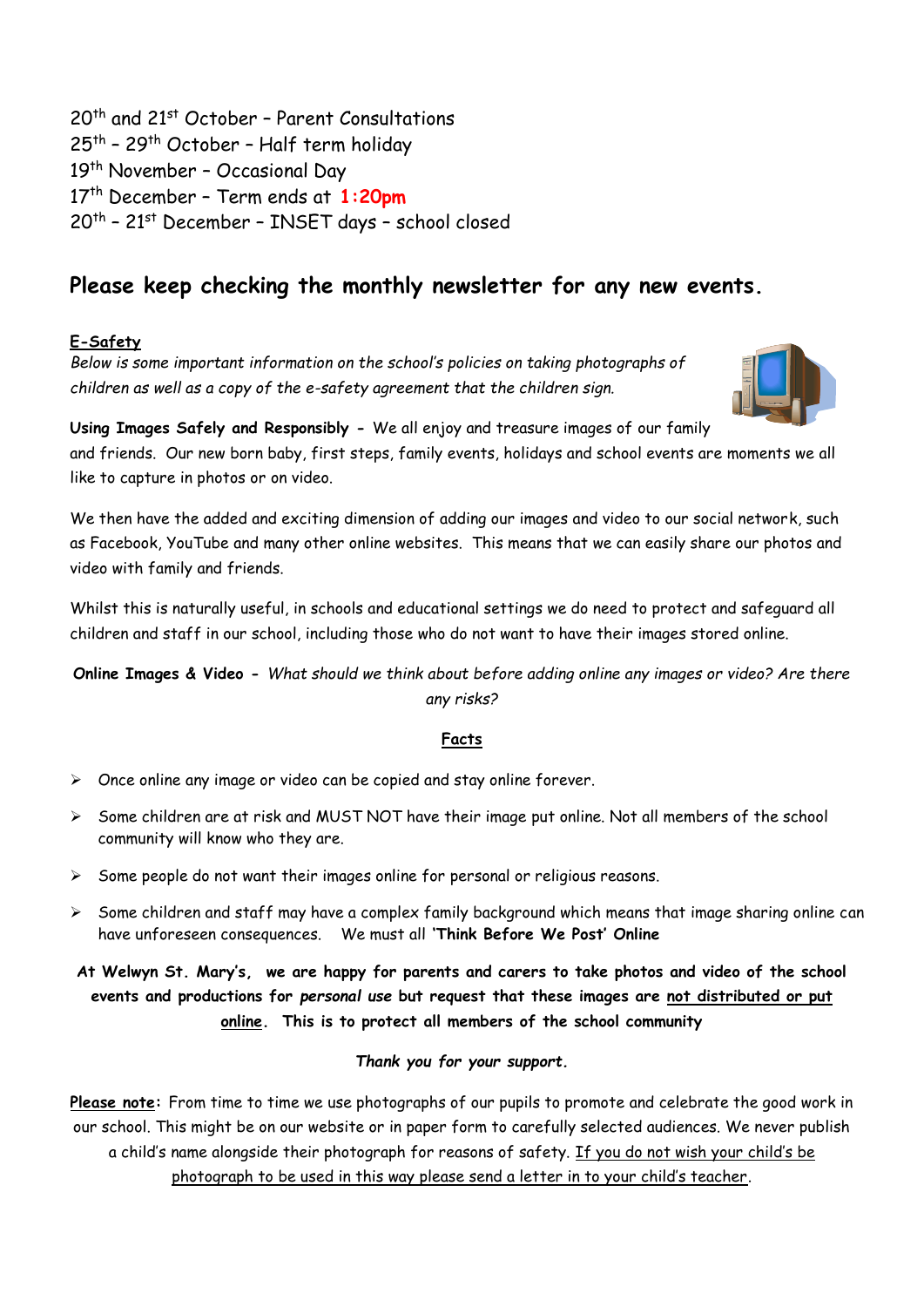20th and 21st October – Parent Consultations
25th – 29th October – Half term holiday
19th November – Occasional Day
17th December – Term ends at **1:20pm**
20th – 21st December – INSET days – school closed

## Please keep checking the monthly newsletter for any new events.

**E-Safety**

*Below is some important information on the school's policies on taking photographs of children as well as a copy of the e-safety agreement that the children sign.*

**Using Images Safely and Responsibly -** We all enjoy and treasure images of our family and friends. Our new born baby, first steps, family events, holidays and school events are moments we all like to capture in photos or on video.

We then have the added and exciting dimension of adding our images and video to our social network, such as Facebook, YouTube and many other online websites. This means that we can easily share our photos and video with family and friends.

Whilst this is naturally useful, in schools and educational settings we do need to protect and safeguard all children and staff in our school, including those who do not want to have their images stored online.

**Online Images & Video -** *What should we think about before adding online any images or video? Are there any risks?*

**Facts**

- Once online any image or video can be copied and stay online forever.
- Some children are at risk and MUST NOT have their image put online. Not all members of the school community will know who they are.
- Some people do not want their images online for personal or religious reasons.
- Some children and staff may have a complex family background which means that image sharing online can have unforeseen consequences. We must all **'Think Before We Post' Online**

**At Welwyn St. Mary's, we are happy for parents and carers to take photos and video of the school events and productions for *personal use* but request that these images are not distributed or put online. This is to protect all members of the school community**

***Thank you for your support.***

**Please note:** From time to time we use photographs of our pupils to promote and celebrate the good work in our school. This might be on our website or in paper form to carefully selected audiences. We never publish a child's name alongside their photograph for reasons of safety. If you do not wish your child's be photograph to be used in this way please send a letter in to your child's teacher.